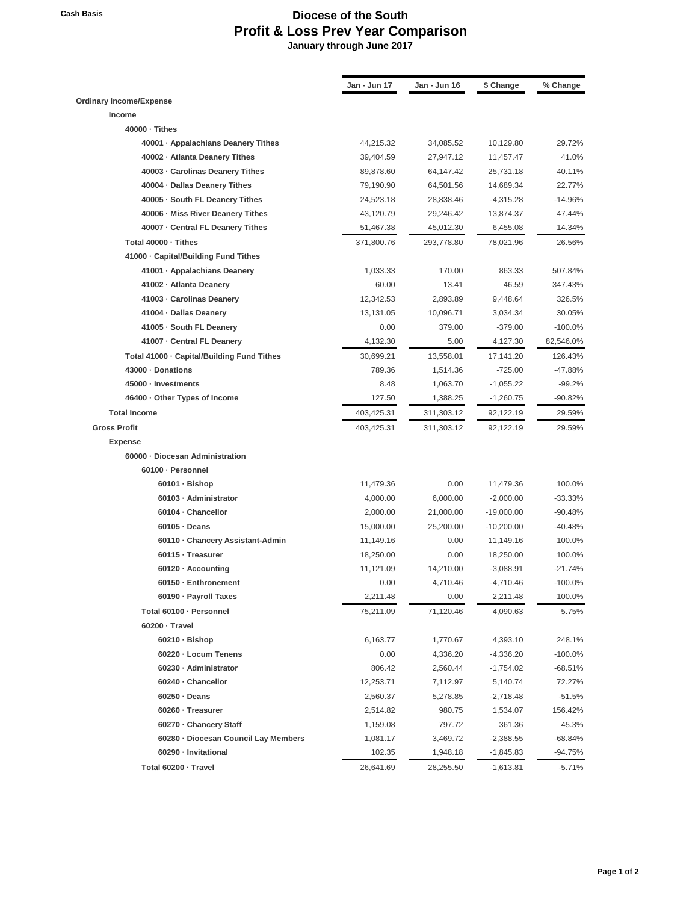Cash Basis

# Diocese of the South
## Profit & Loss Prev Year Comparison
### January through June 2017

| | Jan - Jun 17 | Jan - Jun 16 | $ Change | % Change |
|---|---|---|---|---|
| **Ordinary Income/Expense** | | | | |
| **Income** | | | | |
| **40000 · Tithes** | | | | |
| **40001 · Appalachians Deanery Tithes** | 44,215.32 | 34,085.52 | 10,129.80 | 29.72% |
| **40002 · Atlanta Deanery Tithes** | 39,404.59 | 27,947.12 | 11,457.47 | 41.0% |
| **40003 · Carolinas Deanery Tithes** | 89,878.60 | 64,147.42 | 25,731.18 | 40.11% |
| **40004 · Dallas Deanery Tithes** | 79,190.90 | 64,501.56 | 14,689.34 | 22.77% |
| **40005 · South FL Deanery Tithes** | 24,523.18 | 28,838.46 | -4,315.28 | -14.96% |
| **40006 · Miss River Deanery Tithes** | 43,120.79 | 29,246.42 | 13,874.37 | 47.44% |
| **40007 · Central FL Deanery Tithes** | 51,467.38 | 45,012.30 | 6,455.08 | 14.34% |
| **Total 40000 · Tithes** | 371,800.76 | 293,778.80 | 78,021.96 | 26.56% |
| **41000 · Capital/Building Fund Tithes** | | | | |
| **41001 · Appalachians Deanery** | 1,033.33 | 170.00 | 863.33 | 507.84% |
| **41002 · Atlanta Deanery** | 60.00 | 13.41 | 46.59 | 347.43% |
| **41003 · Carolinas Deanery** | 12,342.53 | 2,893.89 | 9,448.64 | 326.5% |
| **41004 · Dallas Deanery** | 13,131.05 | 10,096.71 | 3,034.34 | 30.05% |
| **41005 · South FL Deanery** | 0.00 | 379.00 | -379.00 | -100.0% |
| **41007 · Central FL Deanery** | 4,132.30 | 5.00 | 4,127.30 | 82,546.0% |
| **Total 41000 · Capital/Building Fund Tithes** | 30,699.21 | 13,558.01 | 17,141.20 | 126.43% |
| **43000 · Donations** | 789.36 | 1,514.36 | -725.00 | -47.88% |
| **45000 · Investments** | 8.48 | 1,063.70 | -1,055.22 | -99.2% |
| **46400 · Other Types of Income** | 127.50 | 1,388.25 | -1,260.75 | -90.82% |
| **Total Income** | 403,425.31 | 311,303.12 | 92,122.19 | 29.59% |
| **Gross Profit** | 403,425.31 | 311,303.12 | 92,122.19 | 29.59% |
| **Expense** | | | | |
| **60000 · Diocesan Administration** | | | | |
| **60100 · Personnel** | | | | |
| **60101 · Bishop** | 11,479.36 | 0.00 | 11,479.36 | 100.0% |
| **60103 · Administrator** | 4,000.00 | 6,000.00 | -2,000.00 | -33.33% |
| **60104 · Chancellor** | 2,000.00 | 21,000.00 | -19,000.00 | -90.48% |
| **60105 · Deans** | 15,000.00 | 25,200.00 | -10,200.00 | -40.48% |
| **60110 · Chancery Assistant-Admin** | 11,149.16 | 0.00 | 11,149.16 | 100.0% |
| **60115 · Treasurer** | 18,250.00 | 0.00 | 18,250.00 | 100.0% |
| **60120 · Accounting** | 11,121.09 | 14,210.00 | -3,088.91 | -21.74% |
| **60150 · Enthronement** | 0.00 | 4,710.46 | -4,710.46 | -100.0% |
| **60190 · Payroll Taxes** | 2,211.48 | 0.00 | 2,211.48 | 100.0% |
| **Total 60100 · Personnel** | 75,211.09 | 71,120.46 | 4,090.63 | 5.75% |
| **60200 · Travel** | | | | |
| **60210 · Bishop** | 6,163.77 | 1,770.67 | 4,393.10 | 248.1% |
| **60220 · Locum Tenens** | 0.00 | 4,336.20 | -4,336.20 | -100.0% |
| **60230 · Administrator** | 806.42 | 2,560.44 | -1,754.02 | -68.51% |
| **60240 · Chancellor** | 12,253.71 | 7,112.97 | 5,140.74 | 72.27% |
| **60250 · Deans** | 2,560.37 | 5,278.85 | -2,718.48 | -51.5% |
| **60260 · Treasurer** | 2,514.82 | 980.75 | 1,534.07 | 156.42% |
| **60270 · Chancery Staff** | 1,159.08 | 797.72 | 361.36 | 45.3% |
| **60280 · Diocesan Council Lay Members** | 1,081.17 | 3,469.72 | -2,388.55 | -68.84% |
| **60290 · Invitational** | 102.35 | 1,948.18 | -1,845.83 | -94.75% |
| **Total 60200 · Travel** | 26,641.69 | 28,255.50 | -1,613.81 | -5.71% |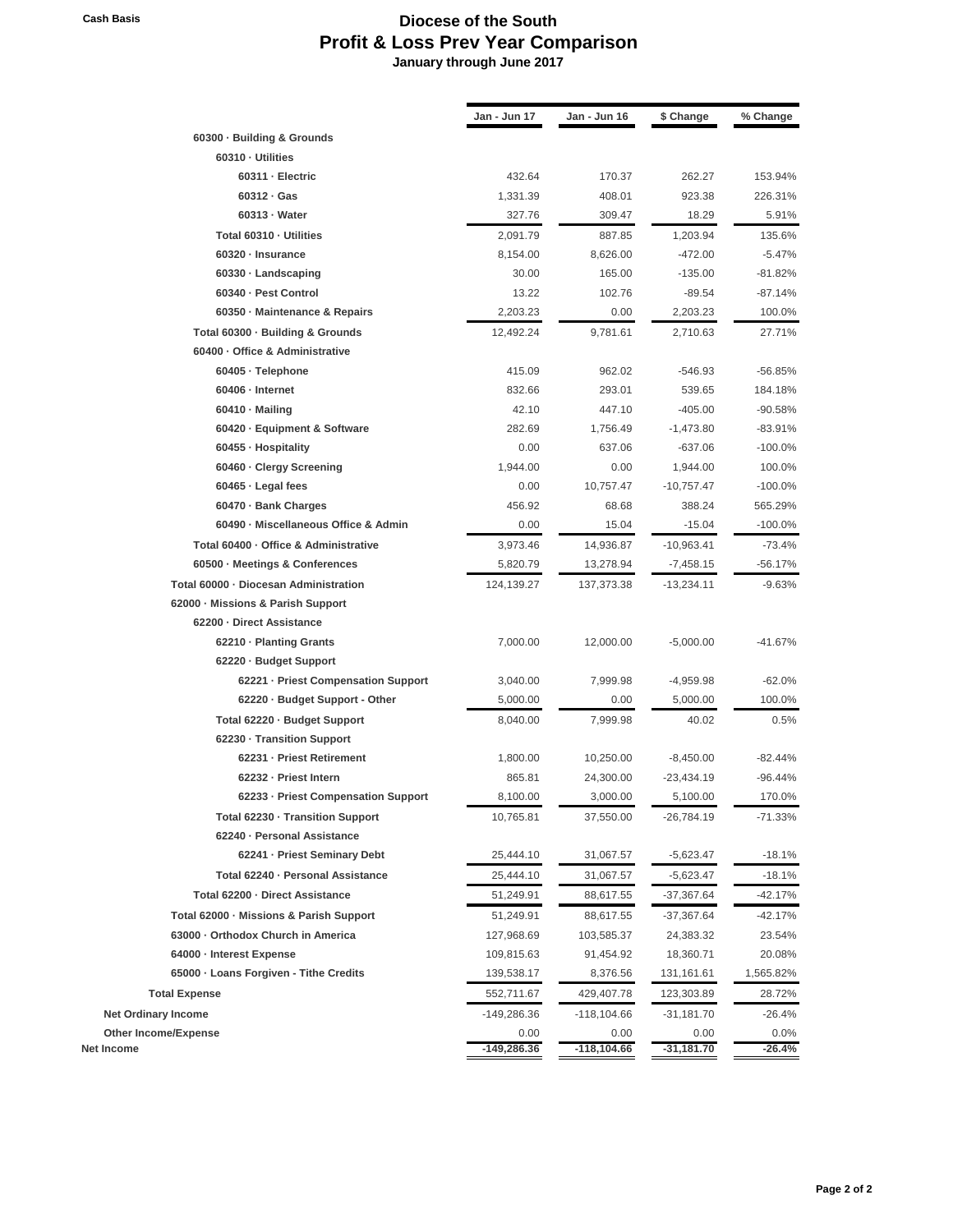**Cash Basis**

# Diocese of the South
## Profit & Loss Prev Year Comparison
### January through June 2017

| | Jan - Jun 17 | Jan - Jun 16 | $ Change | % Change |
|---|---|---|---|---|
| 60300 · Building & Grounds | | | | |
| 60310 · Utilities | | | | |
| 60311 · Electric | 432.64 | 170.37 | 262.27 | 153.94% |
| 60312 · Gas | 1,331.39 | 408.01 | 923.38 | 226.31% |
| 60313 · Water | 327.76 | 309.47 | 18.29 | 5.91% |
| Total 60310 · Utilities | 2,091.79 | 887.85 | 1,203.94 | 135.6% |
| 60320 · Insurance | 8,154.00 | 8,626.00 | -472.00 | -5.47% |
| 60330 · Landscaping | 30.00 | 165.00 | -135.00 | -81.82% |
| 60340 · Pest Control | 13.22 | 102.76 | -89.54 | -87.14% |
| 60350 · Maintenance & Repairs | 2,203.23 | 0.00 | 2,203.23 | 100.0% |
| Total 60300 · Building & Grounds | 12,492.24 | 9,781.61 | 2,710.63 | 27.71% |
| 60400 · Office & Administrative | | | | |
| 60405 · Telephone | 415.09 | 962.02 | -546.93 | -56.85% |
| 60406 · Internet | 832.66 | 293.01 | 539.65 | 184.18% |
| 60410 · Mailing | 42.10 | 447.10 | -405.00 | -90.58% |
| 60420 · Equipment & Software | 282.69 | 1,756.49 | -1,473.80 | -83.91% |
| 60455 · Hospitality | 0.00 | 637.06 | -637.06 | -100.0% |
| 60460 · Clergy Screening | 1,944.00 | 0.00 | 1,944.00 | 100.0% |
| 60465 · Legal fees | 0.00 | 10,757.47 | -10,757.47 | -100.0% |
| 60470 · Bank Charges | 456.92 | 68.68 | 388.24 | 565.29% |
| 60490 · Miscellaneous Office & Admin | 0.00 | 15.04 | -15.04 | -100.0% |
| Total 60400 · Office & Administrative | 3,973.46 | 14,936.87 | -10,963.41 | -73.4% |
| 60500 · Meetings & Conferences | 5,820.79 | 13,278.94 | -7,458.15 | -56.17% |
| Total 60000 · Diocesan Administration | 124,139.27 | 137,373.38 | -13,234.11 | -9.63% |
| 62000 · Missions & Parish Support | | | | |
| 62200 · Direct Assistance | | | | |
| 62210 · Planting Grants | 7,000.00 | 12,000.00 | -5,000.00 | -41.67% |
| 62220 · Budget Support | | | | |
| 62221 · Priest Compensation Support | 3,040.00 | 7,999.98 | -4,959.98 | -62.0% |
| 62220 · Budget Support - Other | 5,000.00 | 0.00 | 5,000.00 | 100.0% |
| Total 62220 · Budget Support | 8,040.00 | 7,999.98 | 40.02 | 0.5% |
| 62230 · Transition Support | | | | |
| 62231 · Priest Retirement | 1,800.00 | 10,250.00 | -8,450.00 | -82.44% |
| 62232 · Priest Intern | 865.81 | 24,300.00 | -23,434.19 | -96.44% |
| 62233 · Priest Compensation Support | 8,100.00 | 3,000.00 | 5,100.00 | 170.0% |
| Total 62230 · Transition Support | 10,765.81 | 37,550.00 | -26,784.19 | -71.33% |
| 62240 · Personal Assistance | | | | |
| 62241 · Priest Seminary Debt | 25,444.10 | 31,067.57 | -5,623.47 | -18.1% |
| Total 62240 · Personal Assistance | 25,444.10 | 31,067.57 | -5,623.47 | -18.1% |
| Total 62200 · Direct Assistance | 51,249.91 | 88,617.55 | -37,367.64 | -42.17% |
| Total 62000 · Missions & Parish Support | 51,249.91 | 88,617.55 | -37,367.64 | -42.17% |
| 63000 · Orthodox Church in America | 127,968.69 | 103,585.37 | 24,383.32 | 23.54% |
| 64000 · Interest Expense | 109,815.63 | 91,454.92 | 18,360.71 | 20.08% |
| 65000 · Loans Forgiven - Tithe Credits | 139,538.17 | 8,376.56 | 131,161.61 | 1,565.82% |
| Total Expense | 552,711.67 | 429,407.78 | 123,303.89 | 28.72% |
| Net Ordinary Income | -149,286.36 | -118,104.66 | -31,181.70 | -26.4% |
| Other Income/Expense | 0.00 | 0.00 | 0.00 | 0.0% |
| **Net Income** | **-149,286.36** | **-118,104.66** | **-31,181.70** | **-26.4%** |